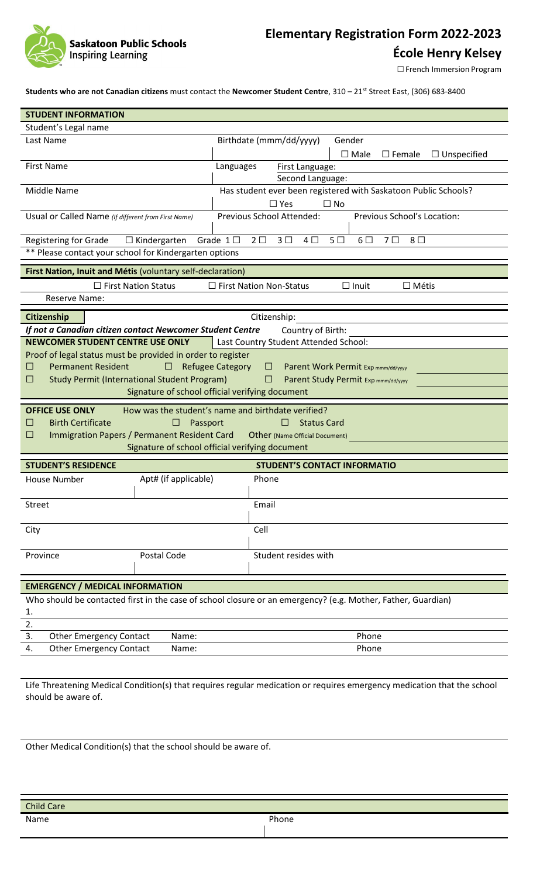Saskatoon Public Schools
Inspiring Learning

# Elementary Registration Form 2022-2023

## École Henry Kelsey

☐ French Immersion Program

**Students who are not Canadian citizens** must contact the **Newcomer Student Centre**, 310 – 21st Street East, (306) 683-8400

### STUDENT INFORMATION

Student's Legal name

| Last Name | Birthdate (mmm/dd/yyyy) | Gender ☐ Male ☐ Female ☐ Unspecified |
|---|---|---|
| First Name | Languages | First Language: / Second Language: |
| Middle Name | Has student ever been registered with Saskatoon Public Schools? ☐ Yes ☐ No | |
| Usual or Called Name *(If different from First Name)* | Previous School Attended: | Previous School's Location: |

Registering for Grade ☐ Kindergarten Grade 1 ☐ 2 ☐ 3 ☐ 4 ☐ 5 ☐ 6 ☐ 7 ☐ 8 ☐

** Please contact your school for Kindergarten options

**First Nation, Inuit and Métis** (voluntary self-declaration)

☐ First Nation Status ☐ First Nation Non-Status ☐ Inuit ☐ Métis

Reserve Name:

**Citizenship** Citizenship:

***If not a Canadian citizen contact Newcomer Student Centre*** Country of Birth:

**NEWCOMER STUDENT CENTRE USE ONLY** Last Country Student Attended School:

Proof of legal status must be provided in order to register

☐ Permanent Resident ☐ Refugee Category ☐ Parent Work Permit Exp mmm/dd/yyyy

☐ Study Permit (International Student Program) ☐ Parent Study Permit Exp mmm/dd/yyyy

Signature of school official verifying document

**OFFICE USE ONLY** How was the student's name and birthdate verified?

☐ Birth Certificate ☐ Passport ☐ Status Card

☐ Immigration Papers / Permanent Resident Card Other (Name Official Document)

Signature of school official verifying document

| STUDENT'S RESIDENCE | | STUDENT'S CONTACT INFORMATIO |
|---|---|---|
| House Number | Apt# (if applicable) | Phone |
| Street | | Email |
| City | | Cell |
| Province | Postal Code | Student resides with |

### EMERGENCY / MEDICAL INFORMATION

Who should be contacted first in the case of school closure or an emergency? (e.g. Mother, Father, Guardian)

1.

2.

3. Other Emergency Contact Name: Phone

4. Other Emergency Contact Name: Phone

Life Threatening Medical Condition(s) that requires regular medication or requires emergency medication that the school should be aware of.

Other Medical Condition(s) that the school should be aware of.

| Child Care | |
|---|---|
| Name | Phone |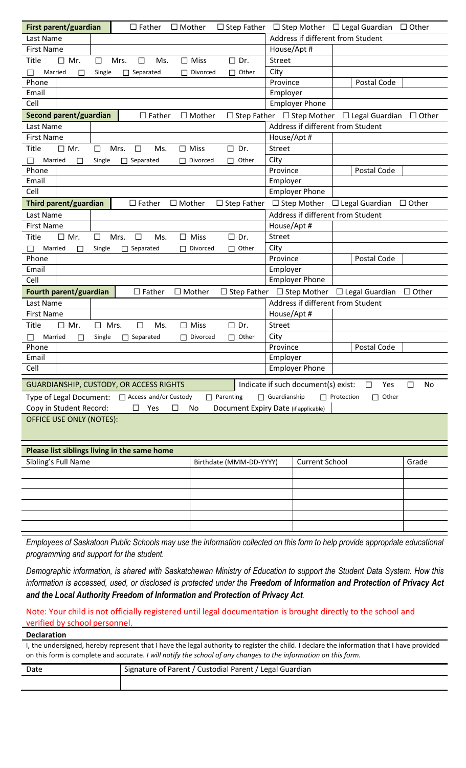| **First parent/guardian** | ☐ Father ☐ Mother ☐ Step Father ☐ Step Mother ☐ Legal Guardian ☐ Other | | |
|---|---|---|---|
| Last Name | | Address if different from Student | |
| First Name | | House/Apt # | |
| Title | ☐ Mr. ☐ Mrs. ☐ Ms. ☐ Miss ☐ Dr. | Street | |
| ☐ Married ☐ Single ☐ Separated ☐ Divorced ☐ Other | | City | |
| Phone | | Province | Postal Code |
| Email | | Employer | |
| Cell | | Employer Phone | |

| **Second parent/guardian** | ☐ Father ☐ Mother ☐ Step Father ☐ Step Mother ☐ Legal Guardian ☐ Other | | |
|---|---|---|---|
| Last Name | | Address if different from Student | |
| First Name | | House/Apt # | |
| Title | ☐ Mr. ☐ Mrs. ☐ Ms. ☐ Miss ☐ Dr. | Street | |
| ☐ Married ☐ Single ☐ Separated ☐ Divorced ☐ Other | | City | |
| Phone | | Province | Postal Code |
| Email | | Employer | |
| Cell | | Employer Phone | |

| **Third parent/guardian** | ☐ Father ☐ Mother ☐ Step Father ☐ Step Mother ☐ Legal Guardian ☐ Other | | |
|---|---|---|---|
| Last Name | | Address if different from Student | |
| First Name | | House/Apt # | |
| Title | ☐ Mr. ☐ Mrs. ☐ Ms. ☐ Miss ☐ Dr. | Street | |
| ☐ Married ☐ Single ☐ Separated ☐ Divorced ☐ Other | | City | |
| Phone | | Province | Postal Code |
| Email | | Employer | |
| Cell | | Employer Phone | |

| **Fourth parent/guardian** | ☐ Father ☐ Mother ☐ Step Father ☐ Step Mother ☐ Legal Guardian ☐ Other | | |
|---|---|---|---|
| Last Name | | Address if different from Student | |
| First Name | | House/Apt # | |
| Title | ☐ Mr. ☐ Mrs. ☐ Ms. ☐ Miss ☐ Dr. | Street | |
| ☐ Married ☐ Single ☐ Separated ☐ Divorced ☐ Other | | City | |
| Phone | | Province | Postal Code |
| Email | | Employer | |
| Cell | | Employer Phone | |

GUARDIANSHIP, CUSTODY, OR ACCESS RIGHTS — Indicate if such document(s) exist: ☐ Yes ☐ No

Type of Legal Document: ☐ Access and/or Custody ☐ Parenting ☐ Guardianship ☐ Protection ☐ Other

Copy in Student Record: ☐ Yes ☐ No Document Expiry Date (if applicable)

OFFICE USE ONLY (NOTES):

**Please list siblings living in the same home**

| Sibling's Full Name | Birthdate (MMM-DD-YYYY) | Current School | Grade |
|---|---|---|---|
| | | | |
| | | | |
| | | | |
| | | | |
| | | | |

*Employees of Saskatoon Public Schools may use the information collected on this form to help provide appropriate educational programming and support for the student.*

*Demographic information, is shared with Saskatchewan Ministry of Education to support the Student Data System. How this information is accessed, used, or disclosed is protected under the **Freedom of Information and Protection of Privacy Act and the Local Authority Freedom of Information and Protection of Privacy Act**.*

Note: Your child is not officially registered until legal documentation is brought directly to the school and verified by school personnel.

**Declaration**

I, the undersigned, hereby represent that I have the legal authority to register the child. I declare the information that I have provided on this form is complete and accurate. *I will notify the school of any changes to the information on this form.*

| Date | Signature of Parent / Custodial Parent / Legal Guardian |
|---|---|
| | |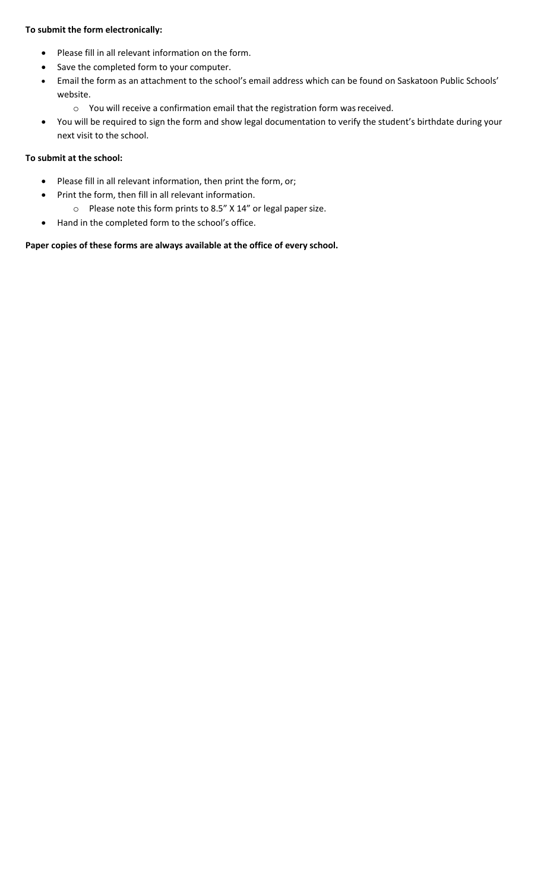**To submit the form electronically:**

- Please fill in all relevant information on the form.
- Save the completed form to your computer.
- Email the form as an attachment to the school's email address which can be found on Saskatoon Public Schools' website.
  - You will receive a confirmation email that the registration form was received.
- You will be required to sign the form and show legal documentation to verify the student's birthdate during your next visit to the school.

**To submit at the school:**

- Please fill in all relevant information, then print the form, or;
- Print the form, then fill in all relevant information.
  - Please note this form prints to 8.5" X 14" or legal paper size.
- Hand in the completed form to the school's office.

**Paper copies of these forms are always available at the office of every school.**